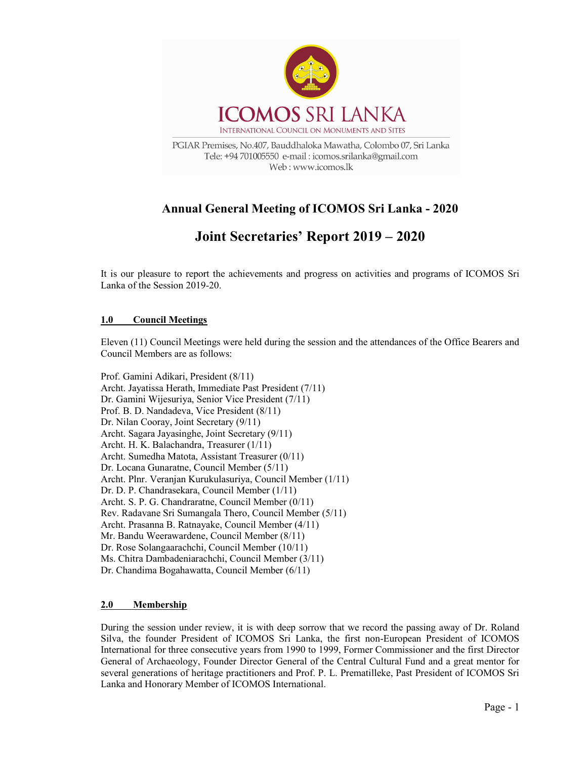ICOMOS SRI LANKA

INTERNATIONAL COUNCIL ON MONUMENTS AND SITES

PGIAR Premises, No.407, Bauddhaloka Mawatha, Colombo 07, Sri Lanka
Tele: +94 701005550 e-mail : icomos.srilanka@gmail.com
Web : www.icomos.lk

# Annual General Meeting of ICOMOS Sri Lanka - 2020

# Joint Secretaries' Report 2019 – 2020

It is our pleasure to report the achievements and progress on activities and programs of ICOMOS Sri Lanka of the Session 2019-20.

## 1.0 Council Meetings

Eleven (11) Council Meetings were held during the session and the attendances of the Office Bearers and Council Members are as follows:

Prof. Gamini Adikari, President (8/11)
Archt. Jayatissa Herath, Immediate Past President (7/11)
Dr. Gamini Wijesuriya, Senior Vice President (7/11)
Prof. B. D. Nandadeva, Vice President (8/11)
Dr. Nilan Cooray, Joint Secretary (9/11)
Archt. Sagara Jayasinghe, Joint Secretary (9/11)
Archt. H. K. Balachandra, Treasurer (1/11)
Archt. Sumedha Matota, Assistant Treasurer (0/11)
Dr. Locana Gunaratne, Council Member (5/11)
Archt. Plnr. Veranjan Kurukulasuriya, Council Member (1/11)
Dr. D. P. Chandrasekara, Council Member (1/11)
Archt. S. P. G. Chandraratne, Council Member (0/11)
Rev. Radavane Sri Sumangala Thero, Council Member (5/11)
Archt. Prasanna B. Ratnayake, Council Member (4/11)
Mr. Bandu Weerawardene, Council Member (8/11)
Dr. Rose Solangaarachchi, Council Member (10/11)
Ms. Chitra Dambadeniarachchi, Council Member (3/11)
Dr. Chandima Bogahawatta, Council Member (6/11)

## 2.0 Membership

During the session under review, it is with deep sorrow that we record the passing away of Dr. Roland Silva, the founder President of ICOMOS Sri Lanka, the first non-European President of ICOMOS International for three consecutive years from 1990 to 1999, Former Commissioner and the first Director General of Archaeology, Founder Director General of the Central Cultural Fund and a great mentor for several generations of heritage practitioners and Prof. P. L. Prematilleke, Past President of ICOMOS Sri Lanka and Honorary Member of ICOMOS International.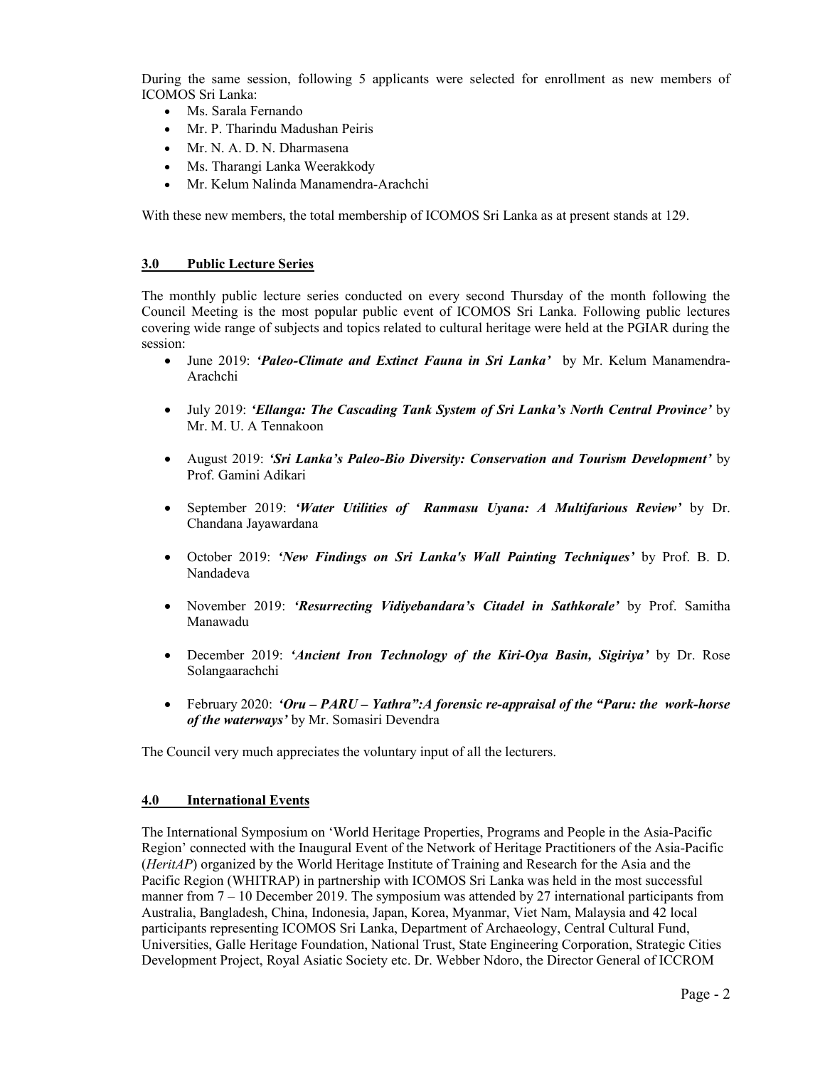During the same session, following 5 applicants were selected for enrollment as new members of ICOMOS Sri Lanka:

- Ms. Sarala Fernando
- Mr. P. Tharindu Madushan Peiris
- Mr. N. A. D. N. Dharmasena
- Ms. Tharangi Lanka Weerakkody
- Mr. Kelum Nalinda Manamendra-Arachchi

With these new members, the total membership of ICOMOS Sri Lanka as at present stands at 129.

## 3.0 Public Lecture Series

The monthly public lecture series conducted on every second Thursday of the month following the Council Meeting is the most popular public event of ICOMOS Sri Lanka. Following public lectures covering wide range of subjects and topics related to cultural heritage were held at the PGIAR during the session:

- June 2019: ***'Paleo-Climate and Extinct Fauna in Sri Lanka'*** by Mr. Kelum Manamendra-Arachchi
- July 2019: ***'Ellanga: The Cascading Tank System of Sri Lanka's North Central Province'*** by Mr. M. U. A Tennakoon
- August 2019: ***'Sri Lanka's Paleo-Bio Diversity: Conservation and Tourism Development'*** by Prof. Gamini Adikari
- September 2019: ***'Water Utilities of Ranmasu Uyana: A Multifarious Review'*** by Dr. Chandana Jayawardana
- October 2019: ***'New Findings on Sri Lanka's Wall Painting Techniques'*** by Prof. B. D. Nandadeva
- November 2019: ***'Resurrecting Vidiyebandara's Citadel in Sathkorale'*** by Prof. Samitha Manawadu
- December 2019: ***'Ancient Iron Technology of the Kiri-Oya Basin, Sigiriya'*** by Dr. Rose Solangaarachchi
- February 2020: ***'Oru – PARU – Yathra":A forensic re-appraisal of the "Paru: the work-horse of the waterways'*** by Mr. Somasiri Devendra

The Council very much appreciates the voluntary input of all the lecturers.

## 4.0 International Events

The International Symposium on 'World Heritage Properties, Programs and People in the Asia-Pacific Region' connected with the Inaugural Event of the Network of Heritage Practitioners of the Asia-Pacific (*HeritAP*) organized by the World Heritage Institute of Training and Research for the Asia and the Pacific Region (WHITRAP) in partnership with ICOMOS Sri Lanka was held in the most successful manner from 7 – 10 December 2019. The symposium was attended by 27 international participants from Australia, Bangladesh, China, Indonesia, Japan, Korea, Myanmar, Viet Nam, Malaysia and 42 local participants representing ICOMOS Sri Lanka, Department of Archaeology, Central Cultural Fund, Universities, Galle Heritage Foundation, National Trust, State Engineering Corporation, Strategic Cities Development Project, Royal Asiatic Society etc. Dr. Webber Ndoro, the Director General of ICCROM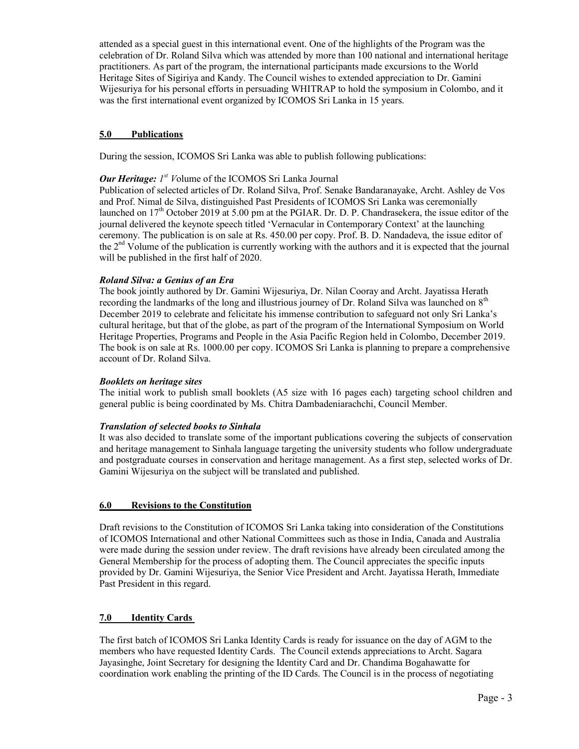attended as a special guest in this international event. One of the highlights of the Program was the celebration of Dr. Roland Silva which was attended by more than 100 national and international heritage practitioners. As part of the program, the international participants made excursions to the World Heritage Sites of Sigiriya and Kandy. The Council wishes to extended appreciation to Dr. Gamini Wijesuriya for his personal efforts in persuading WHITRAP to hold the symposium in Colombo, and it was the first international event organized by ICOMOS Sri Lanka in 15 years.

## 5.0 Publications

During the session, ICOMOS Sri Lanka was able to publish following publications:

***Our Heritage:*** *1st V*olume of the ICOMOS Sri Lanka Journal

Publication of selected articles of Dr. Roland Silva, Prof. Senake Bandaranayake, Archt. Ashley de Vos and Prof. Nimal de Silva, distinguished Past Presidents of ICOMOS Sri Lanka was ceremonially launched on 17th October 2019 at 5.00 pm at the PGIAR. Dr. D. P. Chandrasekera, the issue editor of the journal delivered the keynote speech titled 'Vernacular in Contemporary Context' at the launching ceremony. The publication is on sale at Rs. 450.00 per copy. Prof. B. D. Nandadeva, the issue editor of the 2nd Volume of the publication is currently working with the authors and it is expected that the journal will be published in the first half of 2020.

***Roland Silva: a Genius of an Era***

The book jointly authored by Dr. Gamini Wijesuriya, Dr. Nilan Cooray and Archt. Jayatissa Herath recording the landmarks of the long and illustrious journey of Dr. Roland Silva was launched on 8th December 2019 to celebrate and felicitate his immense contribution to safeguard not only Sri Lanka's cultural heritage, but that of the globe, as part of the program of the International Symposium on World Heritage Properties, Programs and People in the Asia Pacific Region held in Colombo, December 2019. The book is on sale at Rs. 1000.00 per copy. ICOMOS Sri Lanka is planning to prepare a comprehensive account of Dr. Roland Silva.

***Booklets on heritage sites***

The initial work to publish small booklets (A5 size with 16 pages each) targeting school children and general public is being coordinated by Ms. Chitra Dambadeniarachchi, Council Member.

***Translation of selected books to Sinhala***

It was also decided to translate some of the important publications covering the subjects of conservation and heritage management to Sinhala language targeting the university students who follow undergraduate and postgraduate courses in conservation and heritage management. As a first step, selected works of Dr. Gamini Wijesuriya on the subject will be translated and published.

## 6.0 Revisions to the Constitution

Draft revisions to the Constitution of ICOMOS Sri Lanka taking into consideration of the Constitutions of ICOMOS International and other National Committees such as those in India, Canada and Australia were made during the session under review. The draft revisions have already been circulated among the General Membership for the process of adopting them. The Council appreciates the specific inputs provided by Dr. Gamini Wijesuriya, the Senior Vice President and Archt. Jayatissa Herath, Immediate Past President in this regard.

## 7.0 Identity Cards

The first batch of ICOMOS Sri Lanka Identity Cards is ready for issuance on the day of AGM to the members who have requested Identity Cards. The Council extends appreciations to Archt. Sagara Jayasinghe, Joint Secretary for designing the Identity Card and Dr. Chandima Bogahawatte for coordination work enabling the printing of the ID Cards. The Council is in the process of negotiating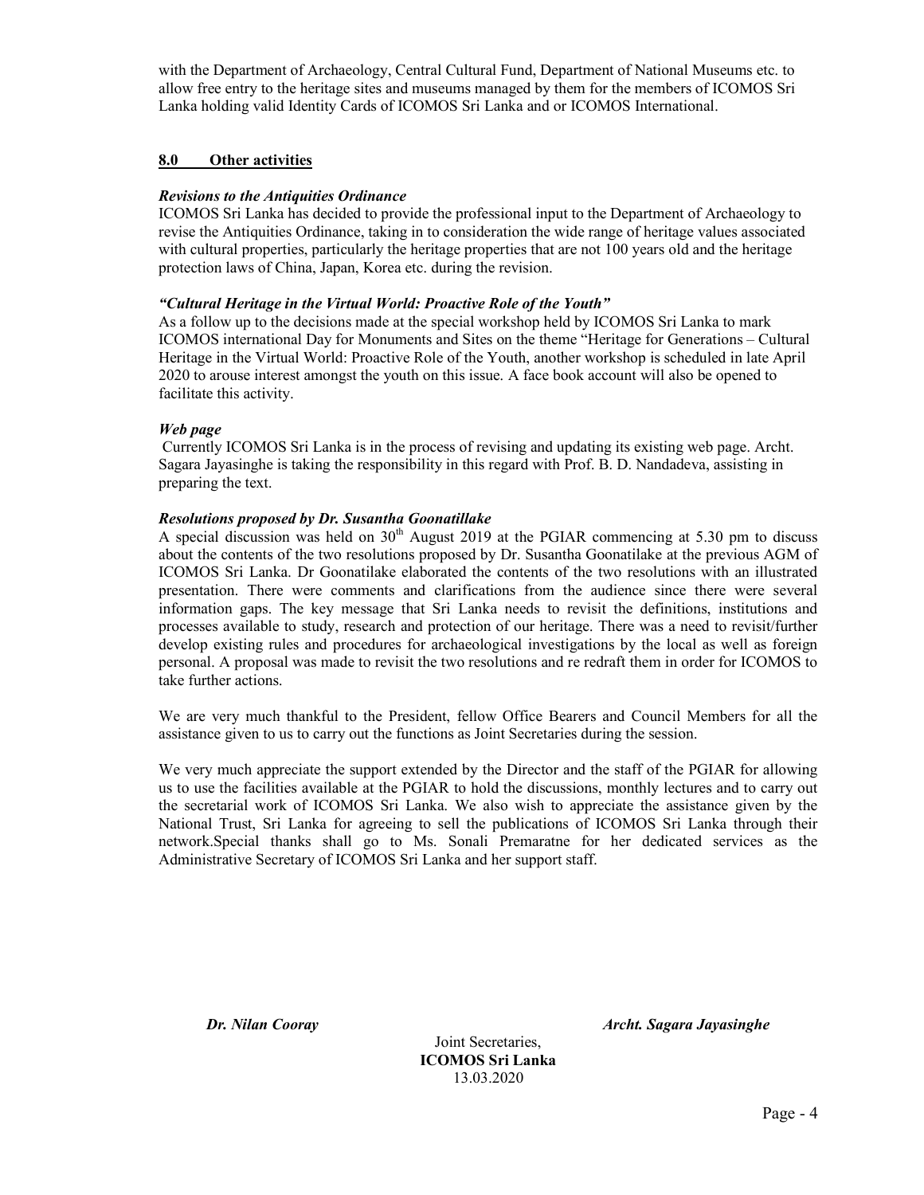with the Department of Archaeology, Central Cultural Fund, Department of National Museums etc. to allow free entry to the heritage sites and museums managed by them for the members of ICOMOS Sri Lanka holding valid Identity Cards of ICOMOS Sri Lanka and or ICOMOS International.

## 8.0 Other activities

***Revisions to the Antiquities Ordinance***

ICOMOS Sri Lanka has decided to provide the professional input to the Department of Archaeology to revise the Antiquities Ordinance, taking in to consideration the wide range of heritage values associated with cultural properties, particularly the heritage properties that are not 100 years old and the heritage protection laws of China, Japan, Korea etc. during the revision.

***"Cultural Heritage in the Virtual World: Proactive Role of the Youth"***

As a follow up to the decisions made at the special workshop held by ICOMOS Sri Lanka to mark ICOMOS international Day for Monuments and Sites on the theme "Heritage for Generations – Cultural Heritage in the Virtual World: Proactive Role of the Youth, another workshop is scheduled in late April 2020 to arouse interest amongst the youth on this issue. A face book account will also be opened to facilitate this activity.

***Web page***

Currently ICOMOS Sri Lanka is in the process of revising and updating its existing web page. Archt. Sagara Jayasinghe is taking the responsibility in this regard with Prof. B. D. Nandadeva, assisting in preparing the text.

***Resolutions proposed by Dr. Susantha Goonatillake***

A special discussion was held on 30th August 2019 at the PGIAR commencing at 5.30 pm to discuss about the contents of the two resolutions proposed by Dr. Susantha Goonatilake at the previous AGM of ICOMOS Sri Lanka. Dr Goonatilake elaborated the contents of the two resolutions with an illustrated presentation. There were comments and clarifications from the audience since there were several information gaps. The key message that Sri Lanka needs to revisit the definitions, institutions and processes available to study, research and protection of our heritage. There was a need to revisit/further develop existing rules and procedures for archaeological investigations by the local as well as foreign personal. A proposal was made to revisit the two resolutions and re redraft them in order for ICOMOS to take further actions.

We are very much thankful to the President, fellow Office Bearers and Council Members for all the assistance given to us to carry out the functions as Joint Secretaries during the session.

We very much appreciate the support extended by the Director and the staff of the PGIAR for allowing us to use the facilities available at the PGIAR to hold the discussions, monthly lectures and to carry out the secretarial work of ICOMOS Sri Lanka. We also wish to appreciate the assistance given by the National Trust, Sri Lanka for agreeing to sell the publications of ICOMOS Sri Lanka through their network.Special thanks shall go to Ms. Sonali Premaratne for her dedicated services as the Administrative Secretary of ICOMOS Sri Lanka and her support staff.

***Dr. Nilan Cooray*** ***Archt. Sagara Jayasinghe***

Joint Secretaries,
**ICOMOS Sri Lanka**
13.03.2020